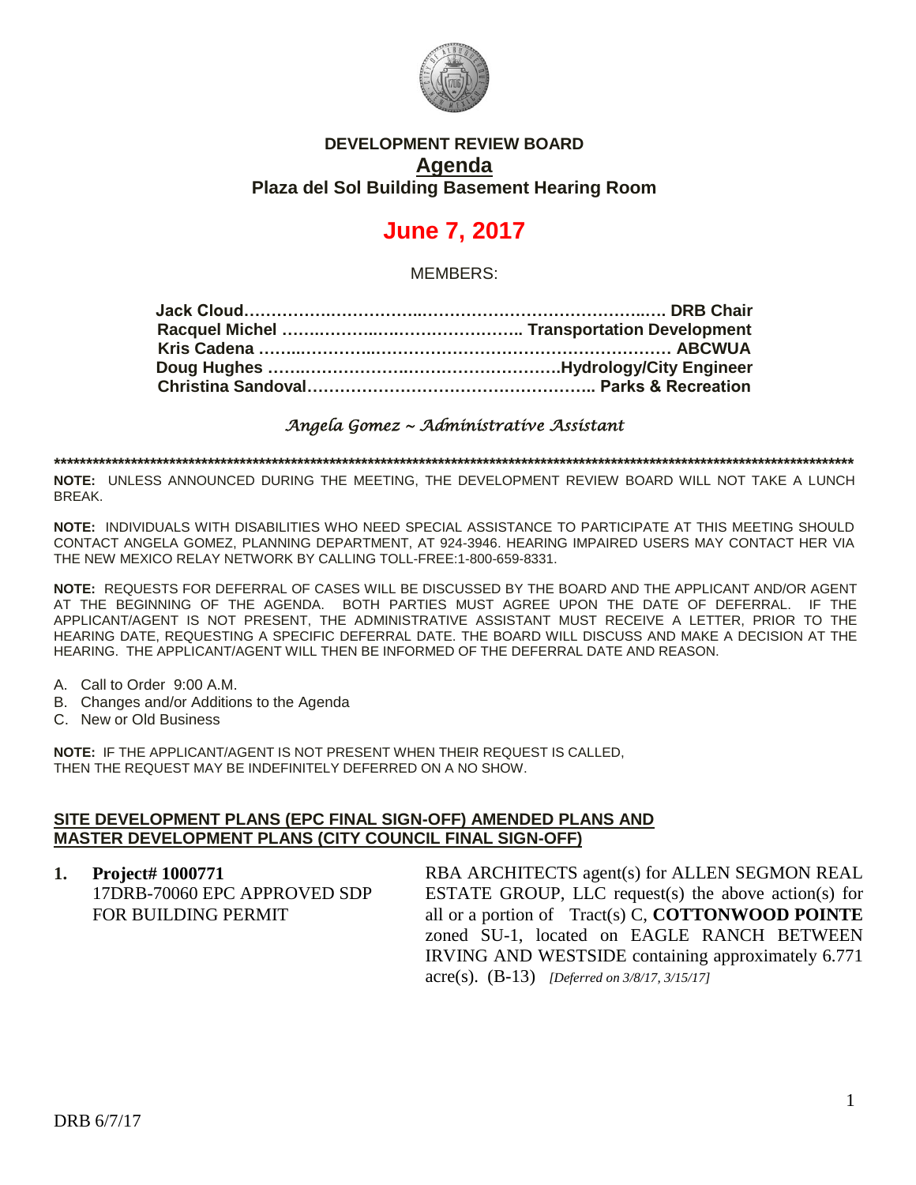# DEVELOPMENT REVIEW BOARD

## Agenda

### Plaza del Sol Building Basement Hearing Room

# June 7, 2017

MEMBERS:

**Jack Cloud……………………………………………………………… DRB Chair**
**Racquel Michel ……………………………………….. Transportation Development**
**Kris Cadena ………………………………………………………………… ABCWUA**
**Doug Hughes ……………………………………………….Hydrology/City Engineer**
**Christina Sandoval…………………………………………….. Parks & Recreation**

*Angela Gomez ~ Administrative Assistant*

******************************************************************************************************************************

**NOTE:** UNLESS ANNOUNCED DURING THE MEETING, THE DEVELOPMENT REVIEW BOARD WILL NOT TAKE A LUNCH BREAK.

**NOTE:** INDIVIDUALS WITH DISABILITIES WHO NEED SPECIAL ASSISTANCE TO PARTICIPATE AT THIS MEETING SHOULD CONTACT ANGELA GOMEZ, PLANNING DEPARTMENT, AT 924-3946. HEARING IMPAIRED USERS MAY CONTACT HER VIA THE NEW MEXICO RELAY NETWORK BY CALLING TOLL-FREE:1-800-659-8331.

**NOTE:** REQUESTS FOR DEFERRAL OF CASES WILL BE DISCUSSED BY THE BOARD AND THE APPLICANT AND/OR AGENT AT THE BEGINNING OF THE AGENDA. BOTH PARTIES MUST AGREE UPON THE DATE OF DEFERRAL. IF THE APPLICANT/AGENT IS NOT PRESENT, THE ADMINISTRATIVE ASSISTANT MUST RECEIVE A LETTER, PRIOR TO THE HEARING DATE, REQUESTING A SPECIFIC DEFERRAL DATE. THE BOARD WILL DISCUSS AND MAKE A DECISION AT THE HEARING. THE APPLICANT/AGENT WILL THEN BE INFORMED OF THE DEFERRAL DATE AND REASON.

A. Call to Order 9:00 A.M.
B. Changes and/or Additions to the Agenda
C. New or Old Business

**NOTE:** IF THE APPLICANT/AGENT IS NOT PRESENT WHEN THEIR REQUEST IS CALLED, THEN THE REQUEST MAY BE INDEFINITELY DEFERRED ON A NO SHOW.

## SITE DEVELOPMENT PLANS (EPC FINAL SIGN-OFF) AMENDED PLANS AND MASTER DEVELOPMENT PLANS (CITY COUNCIL FINAL SIGN-OFF)

**1. Project# 1000771**
17DRB-70060 EPC APPROVED SDP FOR BUILDING PERMIT

RBA ARCHITECTS agent(s) for ALLEN SEGMON REAL ESTATE GROUP, LLC request(s) the above action(s) for all or a portion of Tract(s) C, **COTTONWOOD POINTE** zoned SU-1, located on EAGLE RANCH BETWEEN IRVING AND WESTSIDE containing approximately 6.771 acre(s). (B-13) *[Deferred on 3/8/17, 3/15/17]*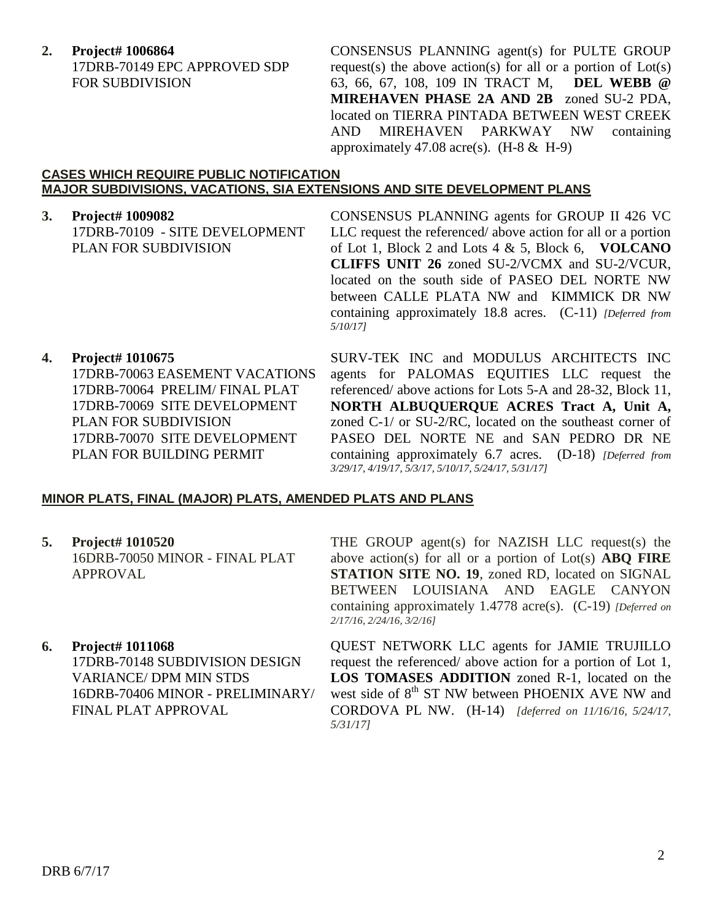**2. Project# 1006864**
17DRB-70149 EPC APPROVED SDP FOR SUBDIVISION

CONSENSUS PLANNING agent(s) for PULTE GROUP request(s) the above action(s) for all or a portion of Lot(s) 63, 66, 67, 108, 109 IN TRACT M, **DEL WEBB @ MIREHAVEN PHASE 2A AND 2B** zoned SU-2 PDA, located on TIERRA PINTADA BETWEEN WEST CREEK AND MIREHAVEN PARKWAY NW containing approximately 47.08 acre(s). (H-8 & H-9)

**CASES WHICH REQUIRE PUBLIC NOTIFICATION**
**MAJOR SUBDIVISIONS, VACATIONS, SIA EXTENSIONS AND SITE DEVELOPMENT PLANS**

**3. Project# 1009082**
17DRB-70109 - SITE DEVELOPMENT PLAN FOR SUBDIVISION

CONSENSUS PLANNING agents for GROUP II 426 VC LLC request the referenced/ above action for all or a portion of Lot 1, Block 2 and Lots 4 & 5, Block 6, **VOLCANO CLIFFS UNIT 26** zoned SU-2/VCMX and SU-2/VCUR, located on the south side of PASEO DEL NORTE NW between CALLE PLATA NW and KIMMICK DR NW containing approximately 18.8 acres. (C-11) *[Deferred from 5/10/17]*

**4. Project# 1010675**
17DRB-70063 EASEMENT VACATIONS
17DRB-70064 PRELIM/ FINAL PLAT
17DRB-70069 SITE DEVELOPMENT PLAN FOR SUBDIVISION
17DRB-70070 SITE DEVELOPMENT PLAN FOR BUILDING PERMIT

SURV-TEK INC and MODULUS ARCHITECTS INC agents for PALOMAS EQUITIES LLC request the referenced/ above actions for Lots 5-A and 28-32, Block 11, **NORTH ALBUQUERQUE ACRES Tract A, Unit A,** zoned C-1/ or SU-2/RC, located on the southeast corner of PASEO DEL NORTE NE and SAN PEDRO DR NE containing approximately 6.7 acres. (D-18) *[Deferred from 3/29/17, 4/19/17, 5/3/17, 5/10/17, 5/24/17, 5/31/17]*

**MINOR PLATS, FINAL (MAJOR) PLATS, AMENDED PLATS AND PLANS**

**5. Project# 1010520**
16DRB-70050 MINOR - FINAL PLAT APPROVAL

THE GROUP agent(s) for NAZISH LLC request(s) the above action(s) for all or a portion of Lot(s) **ABQ FIRE STATION SITE NO. 19**, zoned RD, located on SIGNAL BETWEEN LOUISIANA AND EAGLE CANYON containing approximately 1.4778 acre(s). (C-19) *[Deferred on 2/17/16, 2/24/16, 3/2/16]*

**6. Project# 1011068**
17DRB-70148 SUBDIVISION DESIGN VARIANCE/ DPM MIN STDS
16DRB-70406 MINOR - PRELIMINARY/ FINAL PLAT APPROVAL

QUEST NETWORK LLC agents for JAMIE TRUJILLO request the referenced/ above action for a portion of Lot 1, **LOS TOMASES ADDITION** zoned R-1, located on the west side of 8th ST NW between PHOENIX AVE NW and CORDOVA PL NW. (H-14) *[deferred on 11/16/16, 5/24/17, 5/31/17]*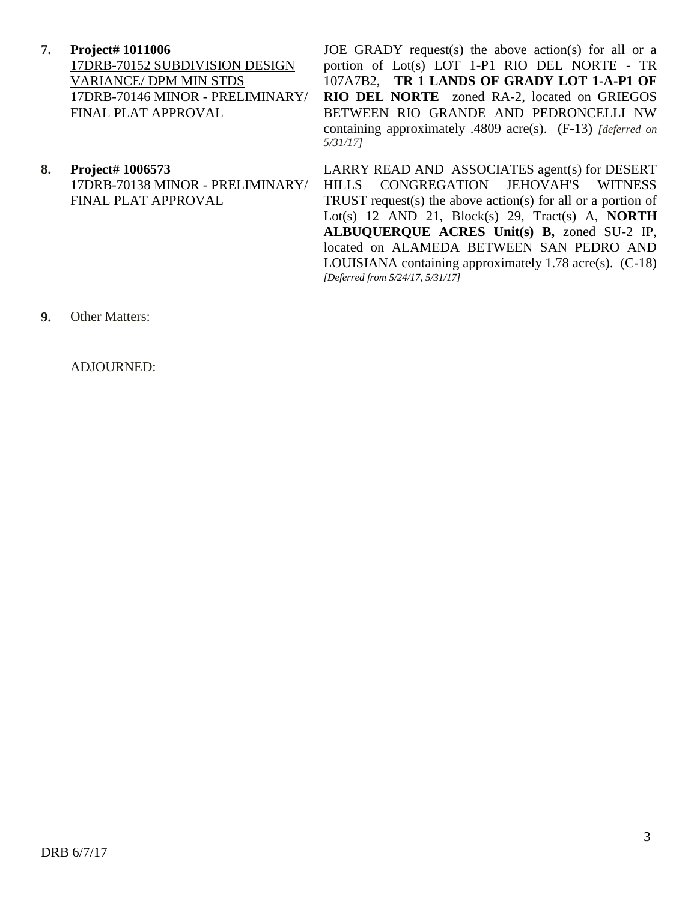**7. Project# 1011006**
17DRB-70152 SUBDIVISION DESIGN VARIANCE/ DPM MIN STDS
17DRB-70146 MINOR - PRELIMINARY/ FINAL PLAT APPROVAL

JOE GRADY request(s) the above action(s) for all or a portion of Lot(s) LOT 1-P1 RIO DEL NORTE - TR 107A7B2, **TR 1 LANDS OF GRADY LOT 1-A-P1 OF RIO DEL NORTE** zoned RA-2, located on GRIEGOS BETWEEN RIO GRANDE AND PEDRONCELLI NW containing approximately .4809 acre(s). (F-13) *[deferred on 5/31/17]*

**8. Project# 1006573**
17DRB-70138 MINOR - PRELIMINARY/ FINAL PLAT APPROVAL

LARRY READ AND ASSOCIATES agent(s) for DESERT HILLS CONGREGATION JEHOVAH'S WITNESS TRUST request(s) the above action(s) for all or a portion of Lot(s) 12 AND 21, Block(s) 29, Tract(s) A, **NORTH ALBUQUERQUE ACRES Unit(s) B,** zoned SU-2 IP, located on ALAMEDA BETWEEN SAN PEDRO AND LOUISIANA containing approximately 1.78 acre(s). (C-18) *[Deferred from 5/24/17, 5/31/17]*

**9.** Other Matters:

ADJOURNED:

DRB 6/7/17